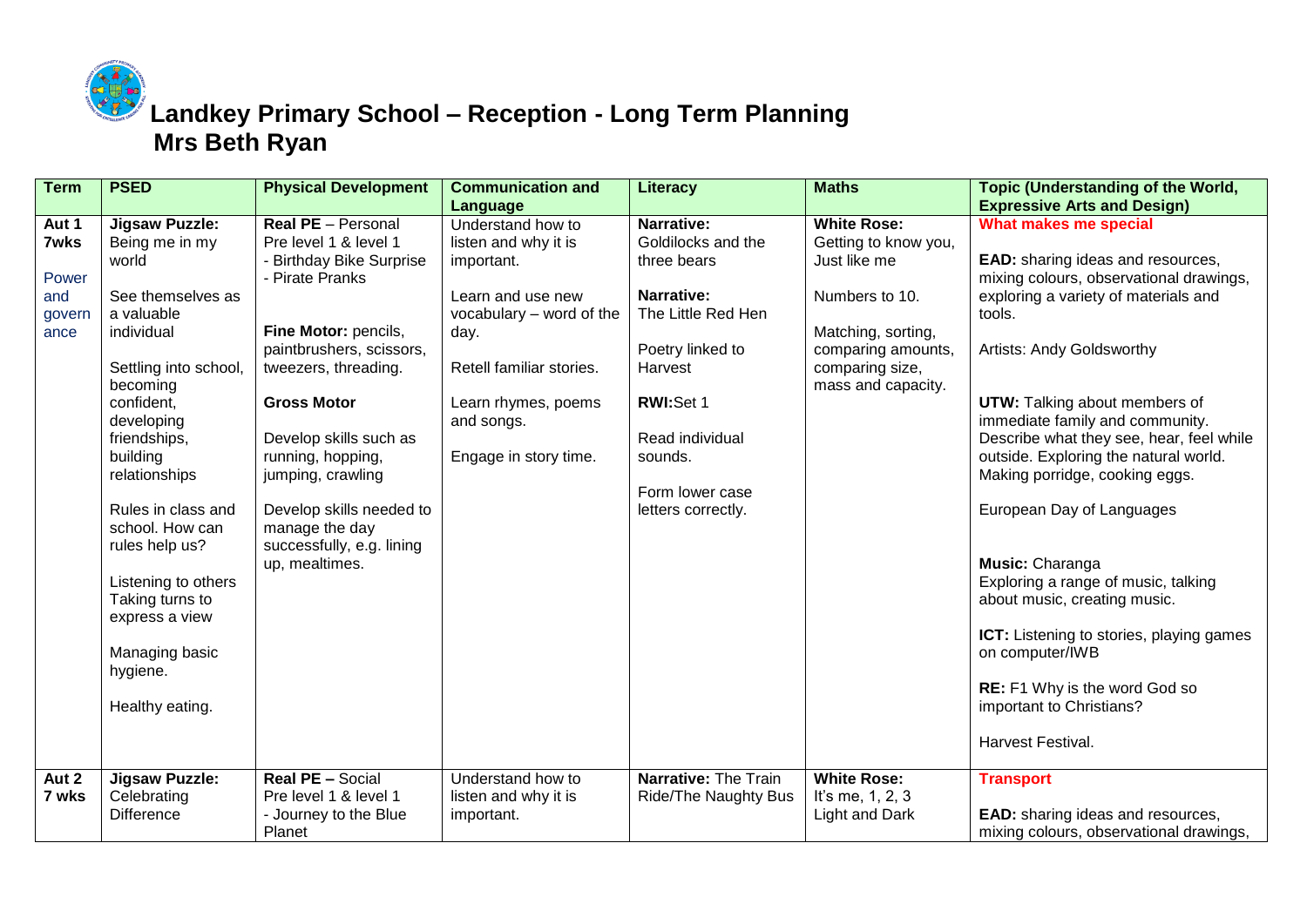# Landkey Primary School – Reception - Long Term Planning

## Mrs Beth Ryan

| Term | PSED | Physical Development | Communication and Language | Literacy | Maths | Topic (Understanding of the World, Expressive Arts and Design) |
|---|---|---|---|---|---|---|
| **Aut 1 7wks** Power and governance | **Jigsaw Puzzle:** Being me in my world<br><br>See themselves as a valuable individual<br><br>Settling into school, becoming confident, developing friendships, building relationships<br><br>Rules in class and school. How can rules help us?<br><br>Listening to others Taking turns to express a view<br><br>Managing basic hygiene.<br><br>Healthy eating. | **Real PE** – Personal Pre level 1 & level 1<br>- Birthday Bike Surprise<br>- Pirate Pranks<br><br>**Fine Motor:** pencils, paintbrushers, scissors, tweezers, threading.<br><br>**Gross Motor**<br><br>Develop skills such as running, hopping, jumping, crawling<br><br>Develop skills needed to manage the day successfully, e.g. lining up, mealtimes. | Understand how to listen and why it is important.<br><br>Learn and use new vocabulary – word of the day.<br><br>Retell familiar stories.<br><br>Learn rhymes, poems and songs.<br><br>Engage in story time. | **Narrative:** Goldilocks and the three bears<br><br>**Narrative:** The Little Red Hen<br><br>Poetry linked to Harvest<br><br>**RWI:**Set 1<br><br>Read individual sounds.<br><br>Form lower case letters correctly. | **White Rose:** Getting to know you, Just like me<br><br>Numbers to 10.<br><br>Matching, sorting, comparing amounts, comparing size, mass and capacity. | **What makes me special**<br><br>**EAD:** sharing ideas and resources, mixing colours, observational drawings, exploring a variety of materials and tools.<br><br>Artists: Andy Goldsworthy<br><br>**UTW:** Talking about members of immediate family and community. Describe what they see, hear, feel while outside. Exploring the natural world. Making porridge, cooking eggs.<br><br>European Day of Languages<br><br>**Music:** Charanga<br>Exploring a range of music, talking about music, creating music.<br><br>**ICT:** Listening to stories, playing games on computer/IWB<br><br>**RE:** F1 Why is the word God so important to Christians?<br><br>Harvest Festival. |
| **Aut 2 7 wks** | **Jigsaw Puzzle:** Celebrating Difference | **Real PE –** Social Pre level 1 & level 1<br>- Journey to the Blue Planet | Understand how to listen and why it is important. | **Narrative:** The Train Ride/The Naughty Bus | **White Rose:** It's me, 1, 2, 3<br>Light and Dark | **Transport**<br><br>**EAD:** sharing ideas and resources, mixing colours, observational drawings, |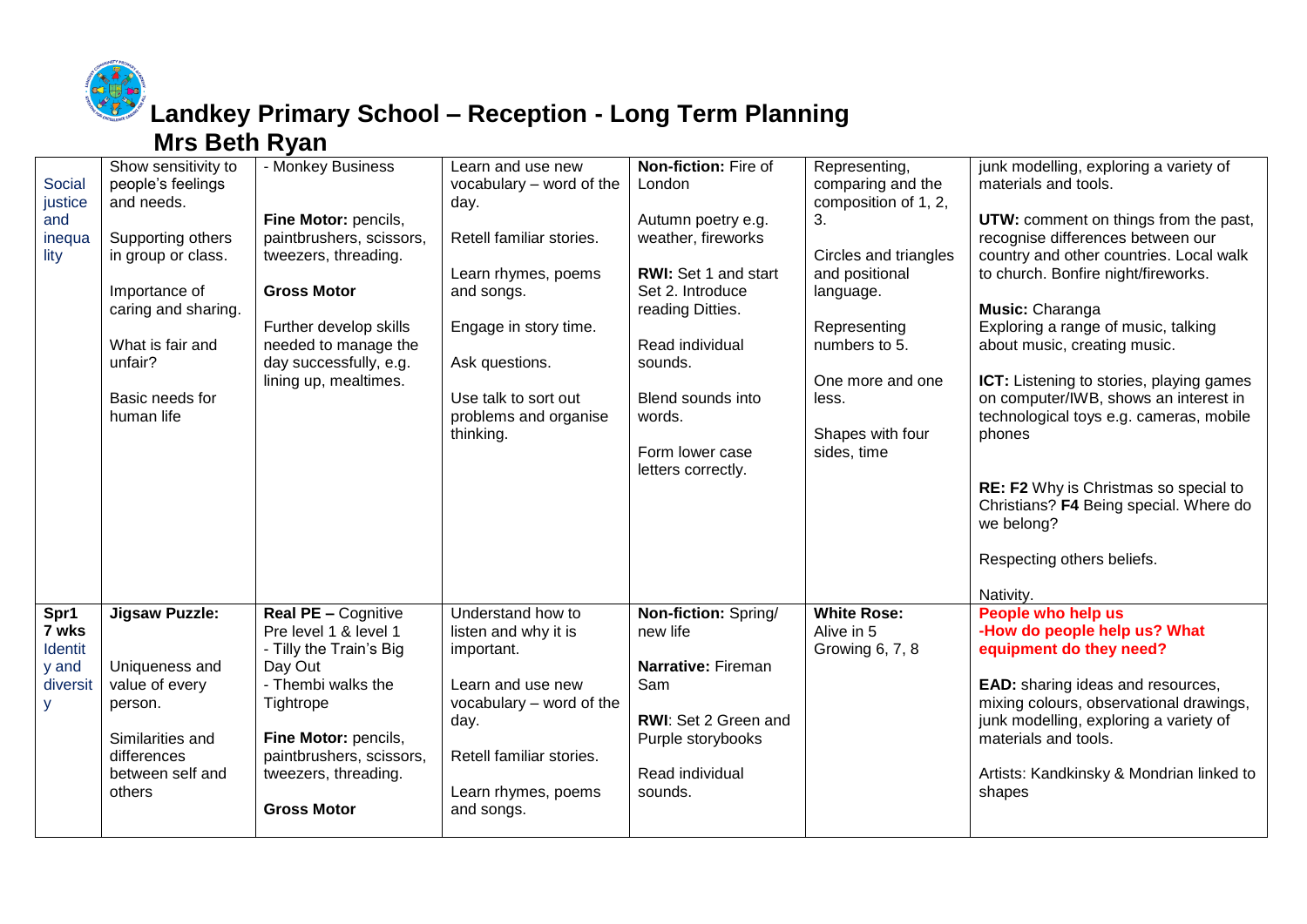# Landkey Primary School – Reception - Long Term Planning

## Mrs Beth Ryan

| | | | | | | |
|---|---|---|---|---|---|---|
| Social justice and inequality | Show sensitivity to people's feelings and needs.<br><br>Supporting others in group or class.<br><br>Importance of caring and sharing.<br><br>What is fair and unfair?<br><br>Basic needs for human life | - Monkey Business<br><br>**Fine Motor:** pencils, paintbrushers, scissors, tweezers, threading.<br><br>**Gross Motor**<br><br>Further develop skills needed to manage the day successfully, e.g. lining up, mealtimes. | Learn and use new vocabulary – word of the day.<br><br>Retell familiar stories.<br><br>Learn rhymes, poems and songs.<br><br>Engage in story time.<br><br>Ask questions.<br><br>Use talk to sort out problems and organise thinking. | **Non-fiction:** Fire of London<br><br>Autumn poetry e.g. weather, fireworks<br><br>**RWI:** Set 1 and start Set 2. Introduce reading Ditties.<br><br>Read individual sounds.<br><br>Blend sounds into words.<br><br>Form lower case letters correctly. | Representing, comparing and the composition of 1, 2, 3.<br><br>Circles and triangles and positional language.<br><br>Representing numbers to 5.<br><br>One more and one less.<br><br>Shapes with four sides, time | junk modelling, exploring a variety of materials and tools.<br><br>**UTW:** comment on things from the past, recognise differences between our country and other countries. Local walk to church. Bonfire night/fireworks.<br><br>**Music:** Charanga<br>Exploring a range of music, talking about music, creating music.<br><br>**ICT:** Listening to stories, playing games on computer/IWB, shows an interest in technological toys e.g. cameras, mobile phones<br><br>**RE: F2** Why is Christmas so special to Christians? **F4** Being special. Where do we belong?<br><br>Respecting others beliefs.<br><br>Nativity. |
| **Spr1**<br>**7 wks**<br>Identity and diversity | **Jigsaw Puzzle:**<br><br>Uniqueness and value of every person.<br><br>Similarities and differences between self and others | **Real PE –** Cognitive Pre level 1 & level 1<br>- Tilly the Train's Big Day Out<br>- Thembi walks the Tightrope<br><br>**Fine Motor:** pencils, paintbrushers, scissors, tweezers, threading.<br><br>**Gross Motor** | Understand how to listen and why it is important.<br><br>Learn and use new vocabulary – word of the day.<br><br>Retell familiar stories.<br><br>Learn rhymes, poems and songs. | **Non-fiction:** Spring/ new life<br><br>**Narrative:** Fireman Sam<br><br>**RWI**: Set 2 Green and Purple storybooks<br><br>Read individual sounds. | **White Rose:**<br>Alive in 5<br>Growing 6, 7, 8 | **People who help us**<br>**-How do people help us? What equipment do they need?**<br><br>**EAD:** sharing ideas and resources, mixing colours, observational drawings, junk modelling, exploring a variety of materials and tools.<br><br>Artists: Kandkinsky & Mondrian linked to shapes |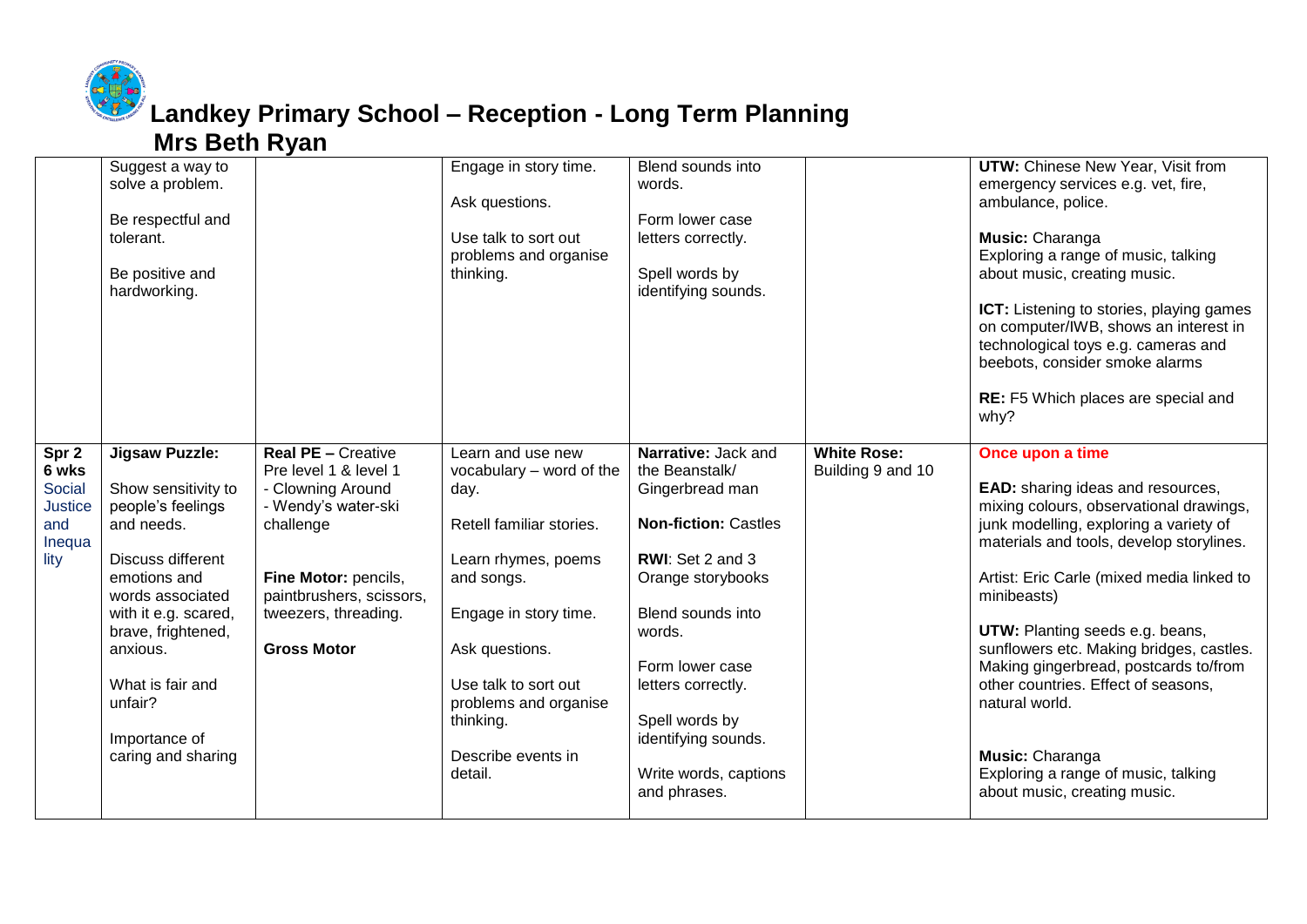# Landkey Primary School – Reception - Long Term Planning

## Mrs Beth Ryan

| | | | | | | |
|---|---|---|---|---|---|---|
| | Suggest a way to solve a problem.<br><br>Be respectful and tolerant.<br><br>Be positive and hardworking. | | Engage in story time.<br><br>Ask questions.<br><br>Use talk to sort out problems and organise thinking. | Blend sounds into words.<br><br>Form lower case letters correctly.<br><br>Spell words by identifying sounds. | | **UTW:** Chinese New Year, Visit from emergency services e.g. vet, fire, ambulance, police.<br><br>**Music:** Charanga<br>Exploring a range of music, talking about music, creating music.<br><br>**ICT:** Listening to stories, playing games on computer/IWB, shows an interest in technological toys e.g. cameras and beebots, consider smoke alarms<br><br>**RE:** F5 Which places are special and why? |
| **Spr 2**<br>**6 wks**<br>Social Justice and Inequality | **Jigsaw Puzzle:**<br><br>Show sensitivity to people's feelings and needs.<br><br>Discuss different emotions and words associated with it e.g. scared, brave, frightened, anxious.<br><br>What is fair and unfair?<br><br>Importance of caring and sharing | **Real PE –** Creative Pre level 1 & level 1<br>- Clowning Around<br>- Wendy's water-ski challenge<br><br>**Fine Motor:** pencils, paintbrushes, scissors, tweezers, threading.<br><br>**Gross Motor** | Learn and use new vocabulary – word of the day.<br><br>Retell familiar stories.<br><br>Learn rhymes, poems and songs.<br><br>Engage in story time.<br><br>Ask questions.<br><br>Use talk to sort out problems and organise thinking.<br><br>Describe events in detail. | **Narrative:** Jack and the Beanstalk/ Gingerbread man<br><br>**Non-fiction:** Castles<br><br>**RWI**: Set 2 and 3 Orange storybooks<br><br>Blend sounds into words.<br><br>Form lower case letters correctly.<br><br>Spell words by identifying sounds.<br><br>Write words, captions and phrases. | **White Rose:**<br>Building 9 and 10 | **Once upon a time**<br><br>**EAD:** sharing ideas and resources, mixing colours, observational drawings, junk modelling, exploring a variety of materials and tools, develop storylines.<br><br>Artist: Eric Carle (mixed media linked to minibeasts)<br><br>**UTW:** Planting seeds e.g. beans, sunflowers etc. Making bridges, castles. Making gingerbread, postcards to/from other countries. Effect of seasons, natural world.<br><br>**Music:** Charanga<br>Exploring a range of music, talking about music, creating music. |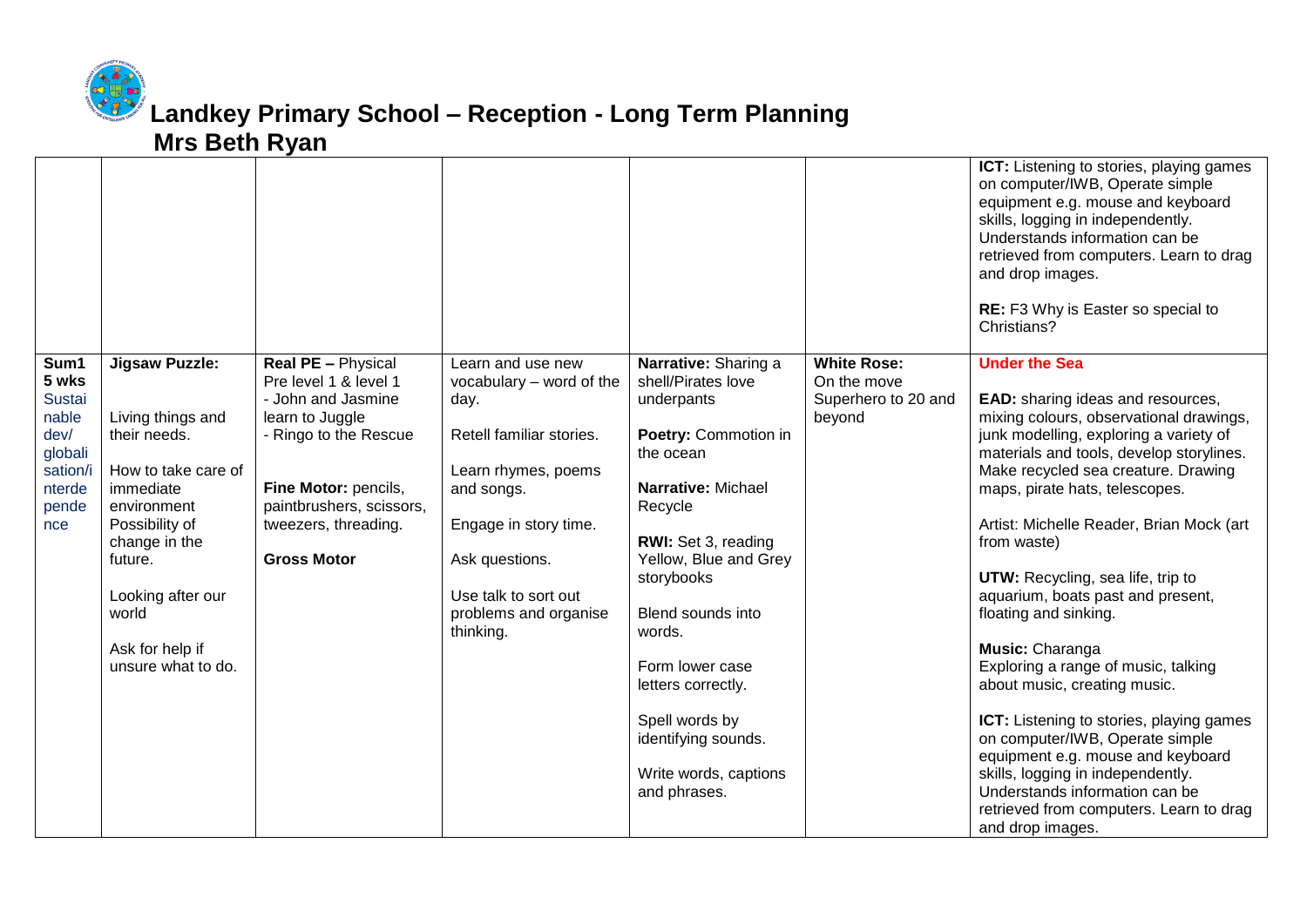# Landkey Primary School – Reception - Long Term Planning

## Mrs Beth Ryan

| | | | | | | |
|---|---|---|---|---|---|---|
| | | | | | | **ICT:** Listening to stories, playing games on computer/IWB, Operate simple equipment e.g. mouse and keyboard skills, logging in independently. Understands information can be retrieved from computers. Learn to drag and drop images.<br><br>**RE:** F3 Why is Easter so special to Christians? |
| **Sum1 5 wks** Sustainable dev/ globalisation/interdependence | **Jigsaw Puzzle:**<br><br>Living things and their needs.<br><br>How to take care of immediate environment Possibility of change in the future.<br><br>Looking after our world<br><br>Ask for help if unsure what to do. | **Real PE –** Physical Pre level 1 & level 1<br>- John and Jasmine learn to Juggle<br>- Ringo to the Rescue<br><br>**Fine Motor:** pencils, paintbrushers, scissors, tweezers, threading.<br><br>**Gross Motor** | Learn and use new vocabulary – word of the day.<br><br>Retell familiar stories.<br><br>Learn rhymes, poems and songs.<br><br>Engage in story time.<br><br>Ask questions.<br><br>Use talk to sort out problems and organise thinking. | **Narrative:** Sharing a shell/Pirates love underpants<br><br>**Poetry:** Commotion in the ocean<br><br>**Narrative:** Michael Recycle<br><br>**RWI:** Set 3, reading Yellow, Blue and Grey storybooks<br><br>Blend sounds into words.<br><br>Form lower case letters correctly.<br><br>Spell words by identifying sounds.<br><br>Write words, captions and phrases. | **White Rose:** On the move Superhero to 20 and beyond | **Under the Sea**<br><br>**EAD:** sharing ideas and resources, mixing colours, observational drawings, junk modelling, exploring a variety of materials and tools, develop storylines. Make recycled sea creature. Drawing maps, pirate hats, telescopes.<br><br>Artist: Michelle Reader, Brian Mock (art from waste)<br><br>**UTW:** Recycling, sea life, trip to aquarium, boats past and present, floating and sinking.<br><br>**Music:** Charanga Exploring a range of music, talking about music, creating music.<br><br>**ICT:** Listening to stories, playing games on computer/IWB, Operate simple equipment e.g. mouse and keyboard skills, logging in independently. Understands information can be retrieved from computers. Learn to drag and drop images. |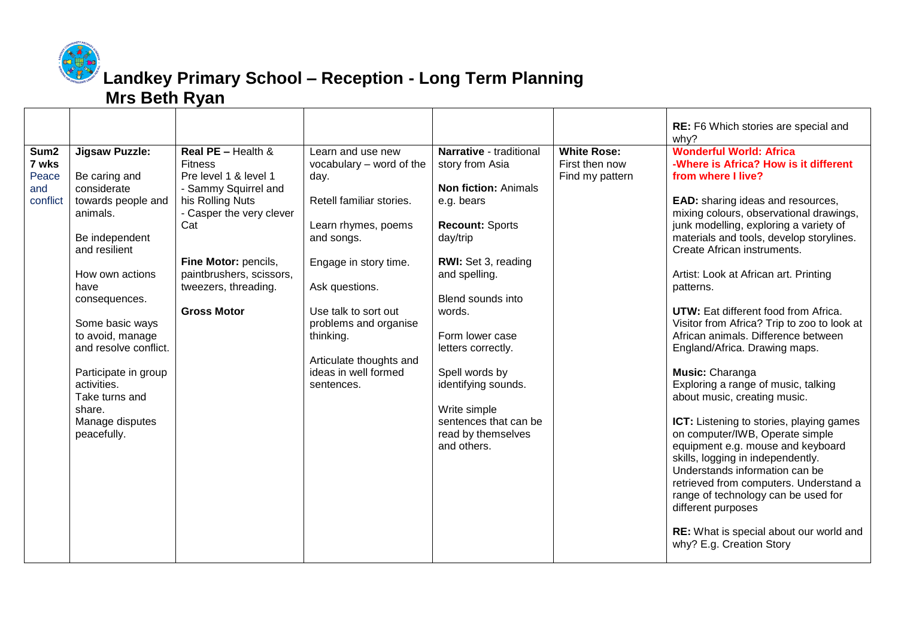# Landkey Primary School – Reception - Long Term Planning

## Mrs Beth Ryan

| | | | | | | |
|---|---|---|---|---|---|---|
| | | | | | | **RE:** F6 Which stories are special and why? |
| **Sum2**<br>**7 wks**<br>Peace and conflict | **Jigsaw Puzzle:**<br><br>Be caring and considerate towards people and animals.<br><br>Be independent and resilient<br><br>How own actions have consequences.<br><br>Some basic ways to avoid, manage and resolve conflict.<br><br>Participate in group activities.<br>Take turns and share.<br>Manage disputes peacefully. | **Real PE –** Health & Fitness<br>Pre level 1 & level 1<br>- Sammy Squirrel and his Rolling Nuts<br>- Casper the very clever Cat<br><br>**Fine Motor:** pencils, paintbrushers, scissors, tweezers, threading.<br><br>**Gross Motor** | Learn and use new vocabulary – word of the day.<br><br>Retell familiar stories.<br><br>Learn rhymes, poems and songs.<br><br>Engage in story time.<br><br>Ask questions.<br><br>Use talk to sort out problems and organise thinking.<br><br>Articulate thoughts and ideas in well formed sentences. | **Narrative** - traditional story from Asia<br><br>**Non fiction:** Animals e.g. bears<br><br>**Recount:** Sports day/trip<br><br>**RWI:** Set 3, reading and spelling.<br><br>Blend sounds into words.<br><br>Form lower case letters correctly.<br><br>Spell words by identifying sounds.<br><br>Write simple sentences that can be read by themselves and others. | **White Rose:**<br>First then now<br>Find my pattern | **Wonderful World: Africa**<br>**-Where is Africa? How is it different from where I live?**<br><br>**EAD:** sharing ideas and resources, mixing colours, observational drawings, junk modelling, exploring a variety of materials and tools, develop storylines. Create African instruments.<br><br>Artist: Look at African art. Printing patterns.<br><br>**UTW:** Eat different food from Africa. Visitor from Africa? Trip to zoo to look at African animals. Difference between England/Africa. Drawing maps.<br><br>**Music:** Charanga<br>Exploring a range of music, talking about music, creating music.<br><br>**ICT:** Listening to stories, playing games on computer/IWB, Operate simple equipment e.g. mouse and keyboard skills, logging in independently. Understands information can be retrieved from computers. Understand a range of technology can be used for different purposes<br><br>**RE:** What is special about our world and why? E.g. Creation Story |